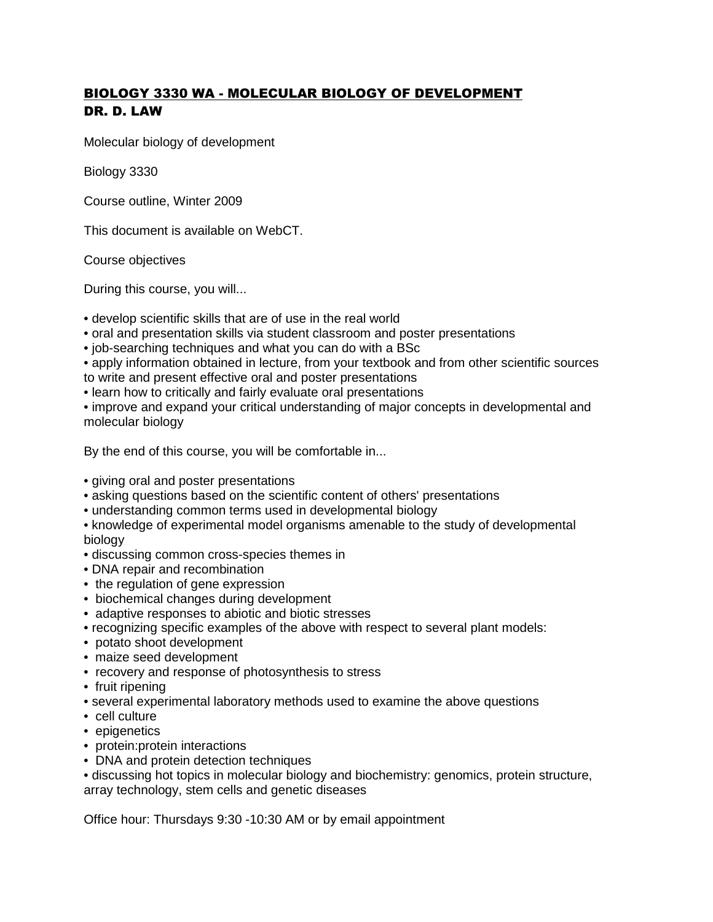# BIOLOGY 3330 WA - MOLECULAR BIOLOGY OF DEVELOPMENT
## DR. D. LAW

Molecular biology of development

Biology 3330

Course outline, Winter 2009

This document is available on WebCT.

Course objectives

During this course, you will...

- develop scientific skills that are of use in the real world
- oral and presentation skills via student classroom and poster presentations
- job-searching techniques and what you can do with a BSc
- apply information obtained in lecture, from your textbook and from other scientific sources to write and present effective oral and poster presentations
- learn how to critically and fairly evaluate oral presentations
- improve and expand your critical understanding of major concepts in developmental and molecular biology

By the end of this course, you will be comfortable in...

- giving oral and poster presentations
- asking questions based on the scientific content of others' presentations
- understanding common terms used in developmental biology
- knowledge of experimental model organisms amenable to the study of developmental biology
- discussing common cross-species themes in
- DNA repair and recombination
- the regulation of gene expression
- biochemical changes during development
- adaptive responses to abiotic and biotic stresses
- recognizing specific examples of the above with respect to several plant models:
- potato shoot development
- maize seed development
- recovery and response of photosynthesis to stress
- fruit ripening
- several experimental laboratory methods used to examine the above questions
- cell culture
- epigenetics
- protein:protein interactions
- DNA and protein detection techniques
- discussing hot topics in molecular biology and biochemistry: genomics, protein structure, array technology, stem cells and genetic diseases

Office hour: Thursdays 9:30 -10:30 AM or by email appointment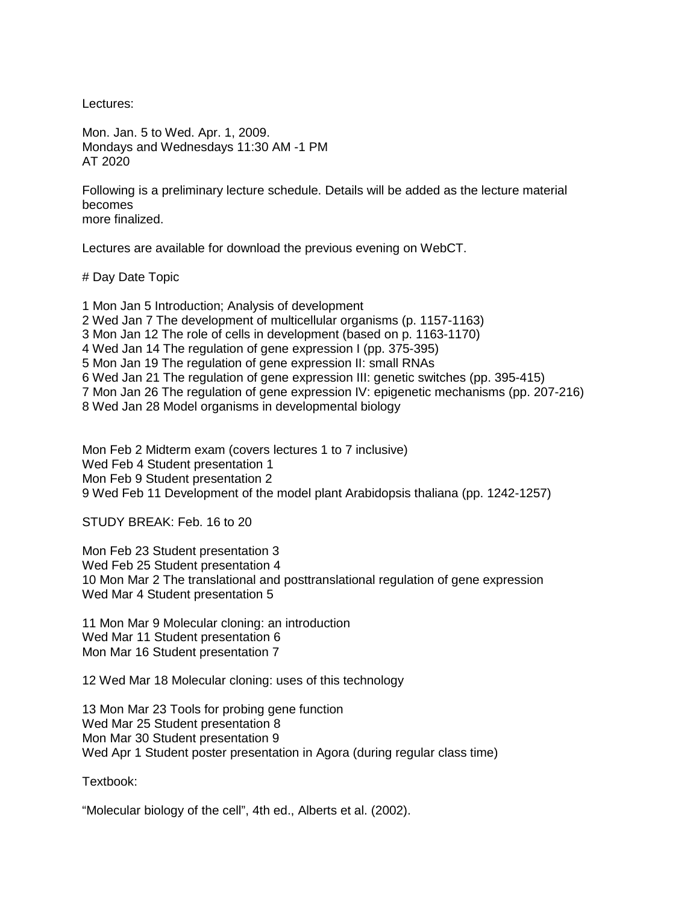Lectures:

Mon. Jan. 5 to Wed. Apr. 1, 2009.
Mondays and Wednesdays 11:30 AM -1 PM
AT 2020

Following is a preliminary lecture schedule. Details will be added as the lecture material becomes
more finalized.

Lectures are available for download the previous evening on WebCT.

# Day Date Topic

1 Mon Jan 5 Introduction; Analysis of development
2 Wed Jan 7 The development of multicellular organisms (p. 1157-1163)
3 Mon Jan 12 The role of cells in development (based on p. 1163-1170)
4 Wed Jan 14 The regulation of gene expression I (pp. 375-395)
5 Mon Jan 19 The regulation of gene expression II: small RNAs
6 Wed Jan 21 The regulation of gene expression III: genetic switches (pp. 395-415)
7 Mon Jan 26 The regulation of gene expression IV: epigenetic mechanisms (pp. 207-216)
8 Wed Jan 28 Model organisms in developmental biology

Mon Feb 2 Midterm exam (covers lectures 1 to 7 inclusive)
Wed Feb 4 Student presentation 1
Mon Feb 9 Student presentation 2
9 Wed Feb 11 Development of the model plant Arabidopsis thaliana (pp. 1242-1257)

STUDY BREAK: Feb. 16 to 20

Mon Feb 23 Student presentation 3
Wed Feb 25 Student presentation 4
10 Mon Mar 2 The translational and posttranslational regulation of gene expression
Wed Mar 4 Student presentation 5

11 Mon Mar 9 Molecular cloning: an introduction
Wed Mar 11 Student presentation 6
Mon Mar 16 Student presentation 7

12 Wed Mar 18 Molecular cloning: uses of this technology

13 Mon Mar 23 Tools for probing gene function
Wed Mar 25 Student presentation 8
Mon Mar 30 Student presentation 9
Wed Apr 1 Student poster presentation in Agora (during regular class time)

Textbook:

“Molecular biology of the cell”, 4th ed., Alberts et al. (2002).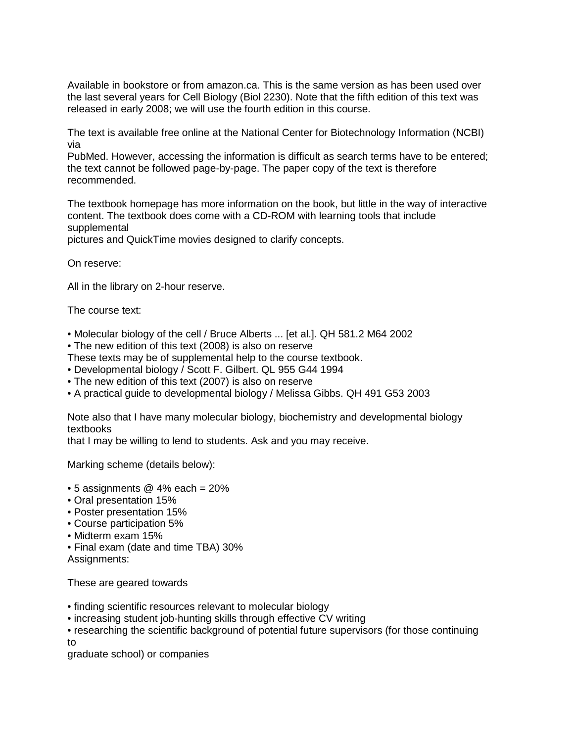Available in bookstore or from amazon.ca. This is the same version as has been used over the last several years for Cell Biology (Biol 2230). Note that the fifth edition of this text was released in early 2008; we will use the fourth edition in this course.

The text is available free online at the National Center for Biotechnology Information (NCBI) via PubMed. However, accessing the information is difficult as search terms have to be entered; the text cannot be followed page-by-page. The paper copy of the text is therefore recommended.

The textbook homepage has more information on the book, but little in the way of interactive content. The textbook does come with a CD-ROM with learning tools that include supplemental pictures and QuickTime movies designed to clarify concepts.

On reserve:

All in the library on 2-hour reserve.

The course text:

- Molecular biology of the cell / Bruce Alberts ... [et al.]. QH 581.2 M64 2002
- The new edition of this text (2008) is also on reserve

These texts may be of supplemental help to the course textbook.

- Developmental biology / Scott F. Gilbert. QL 955 G44 1994
- The new edition of this text (2007) is also on reserve
- A practical guide to developmental biology / Melissa Gibbs. QH 491 G53 2003

Note also that I have many molecular biology, biochemistry and developmental biology textbooks that I may be willing to lend to students. Ask and you may receive.

Marking scheme (details below):

- 5 assignments @ 4% each = 20%
- Oral presentation 15%
- Poster presentation 15%
- Course participation 5%
- Midterm exam 15%
- Final exam (date and time TBA) 30%

Assignments:

These are geared towards

- finding scientific resources relevant to molecular biology
- increasing student job-hunting skills through effective CV writing
- researching the scientific background of potential future supervisors (for those continuing to graduate school) or companies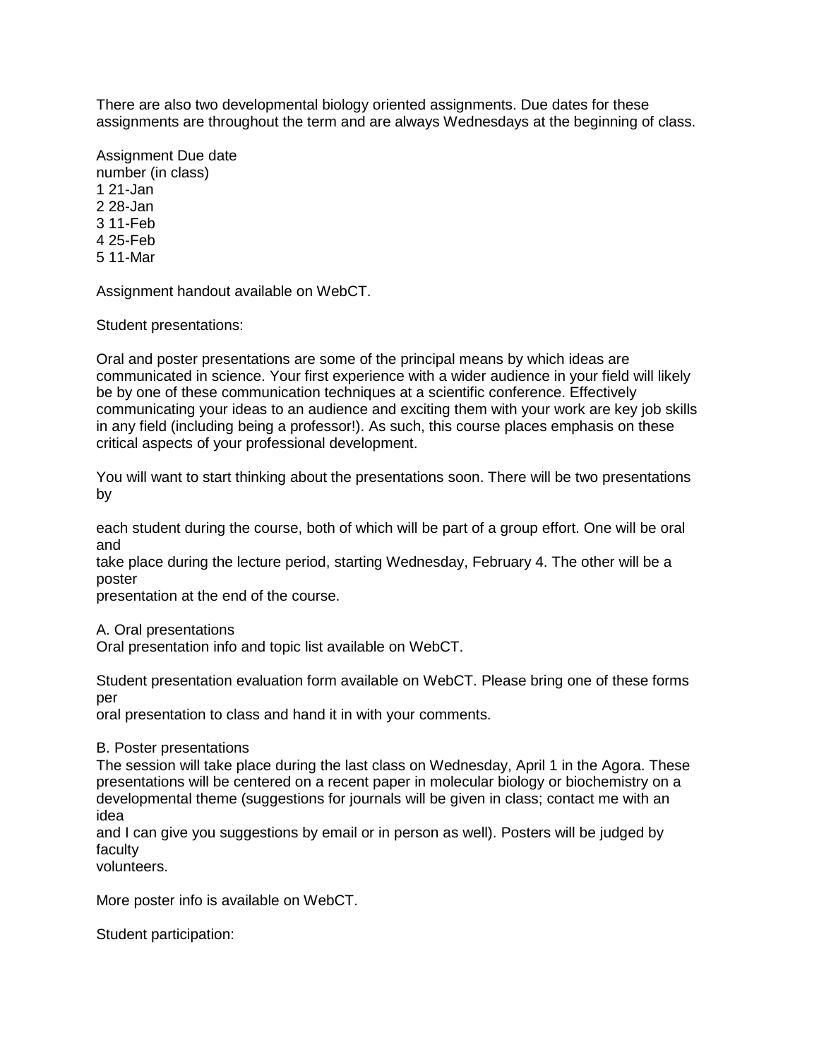There are also two developmental biology oriented assignments. Due dates for these assignments are throughout the term and are always Wednesdays at the beginning of class.

| Assignment number | Due date (in class) |
| --- | --- |
| 1 | 21-Jan |
| 2 | 28-Jan |
| 3 | 11-Feb |
| 4 | 25-Feb |
| 5 | 11-Mar |

Assignment handout available on WebCT.

Student presentations:

Oral and poster presentations are some of the principal means by which ideas are communicated in science. Your first experience with a wider audience in your field will likely be by one of these communication techniques at a scientific conference. Effectively communicating your ideas to an audience and exciting them with your work are key job skills in any field (including being a professor!). As such, this course places emphasis on these critical aspects of your professional development.

You will want to start thinking about the presentations soon. There will be two presentations by each student during the course, both of which will be part of a group effort. One will be oral and take place during the lecture period, starting Wednesday, February 4. The other will be a poster presentation at the end of the course.

A. Oral presentations
Oral presentation info and topic list available on WebCT.

Student presentation evaluation form available on WebCT. Please bring one of these forms per oral presentation to class and hand it in with your comments.

B. Poster presentations
The session will take place during the last class on Wednesday, April 1 in the Agora. These presentations will be centered on a recent paper in molecular biology or biochemistry on a developmental theme (suggestions for journals will be given in class; contact me with an idea and I can give you suggestions by email or in person as well). Posters will be judged by faculty volunteers.

More poster info is available on WebCT.

Student participation: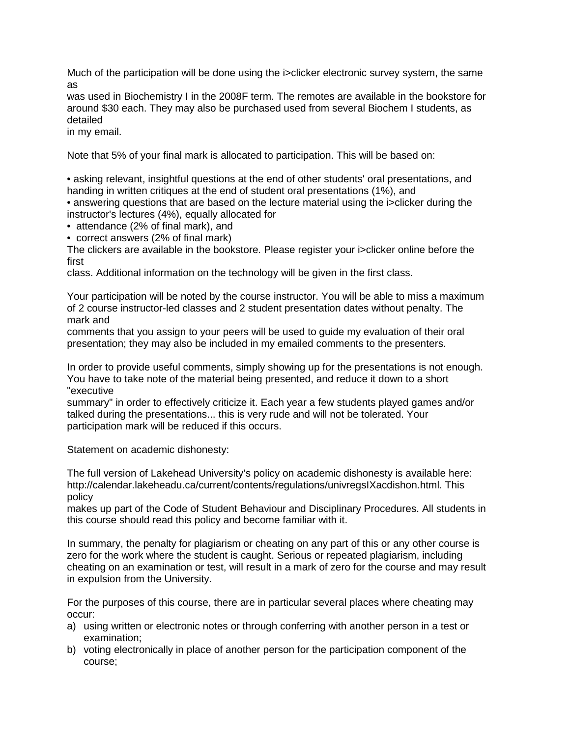Much of the participation will be done using the i>clicker electronic survey system, the same as was used in Biochemistry I in the 2008F term. The remotes are available in the bookstore for around $30 each. They may also be purchased used from several Biochem I students, as detailed in my email.

Note that 5% of your final mark is allocated to participation. This will be based on:

- asking relevant, insightful questions at the end of other students' oral presentations, and handing in written critiques at the end of student oral presentations (1%), and
- answering questions that are based on the lecture material using the i>clicker during the instructor's lectures (4%), equally allocated for
- attendance (2% of final mark), and
- correct answers (2% of final mark)

The clickers are available in the bookstore. Please register your i>clicker online before the first class. Additional information on the technology will be given in the first class.

Your participation will be noted by the course instructor. You will be able to miss a maximum of 2 course instructor-led classes and 2 student presentation dates without penalty. The mark and comments that you assign to your peers will be used to guide my evaluation of their oral presentation; they may also be included in my emailed comments to the presenters.

In order to provide useful comments, simply showing up for the presentations is not enough. You have to take note of the material being presented, and reduce it down to a short "executive summary" in order to effectively criticize it. Each year a few students played games and/or talked during the presentations... this is very rude and will not be tolerated. Your participation mark will be reduced if this occurs.

Statement on academic dishonesty:

The full version of Lakehead University's policy on academic dishonesty is available here: http://calendar.lakeheadu.ca/current/contents/regulations/univregsIXacdishon.html. This policy makes up part of the Code of Student Behaviour and Disciplinary Procedures. All students in this course should read this policy and become familiar with it.

In summary, the penalty for plagiarism or cheating on any part of this or any other course is zero for the work where the student is caught. Serious or repeated plagiarism, including cheating on an examination or test, will result in a mark of zero for the course and may result in expulsion from the University.

For the purposes of this course, there are in particular several places where cheating may occur:

a) using written or electronic notes or through conferring with another person in a test or examination;
b) voting electronically in place of another person for the participation component of the course;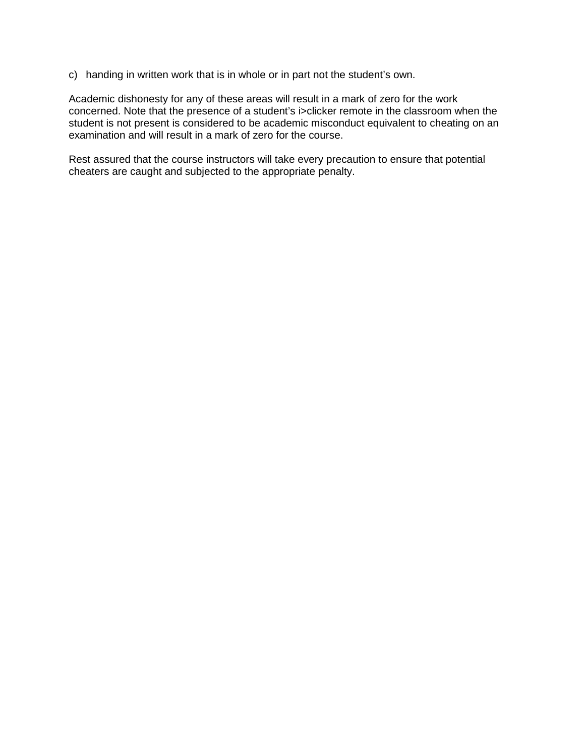c) handing in written work that is in whole or in part not the student's own.

Academic dishonesty for any of these areas will result in a mark of zero for the work concerned. Note that the presence of a student's i>clicker remote in the classroom when the student is not present is considered to be academic misconduct equivalent to cheating on an examination and will result in a mark of zero for the course.

Rest assured that the course instructors will take every precaution to ensure that potential cheaters are caught and subjected to the appropriate penalty.